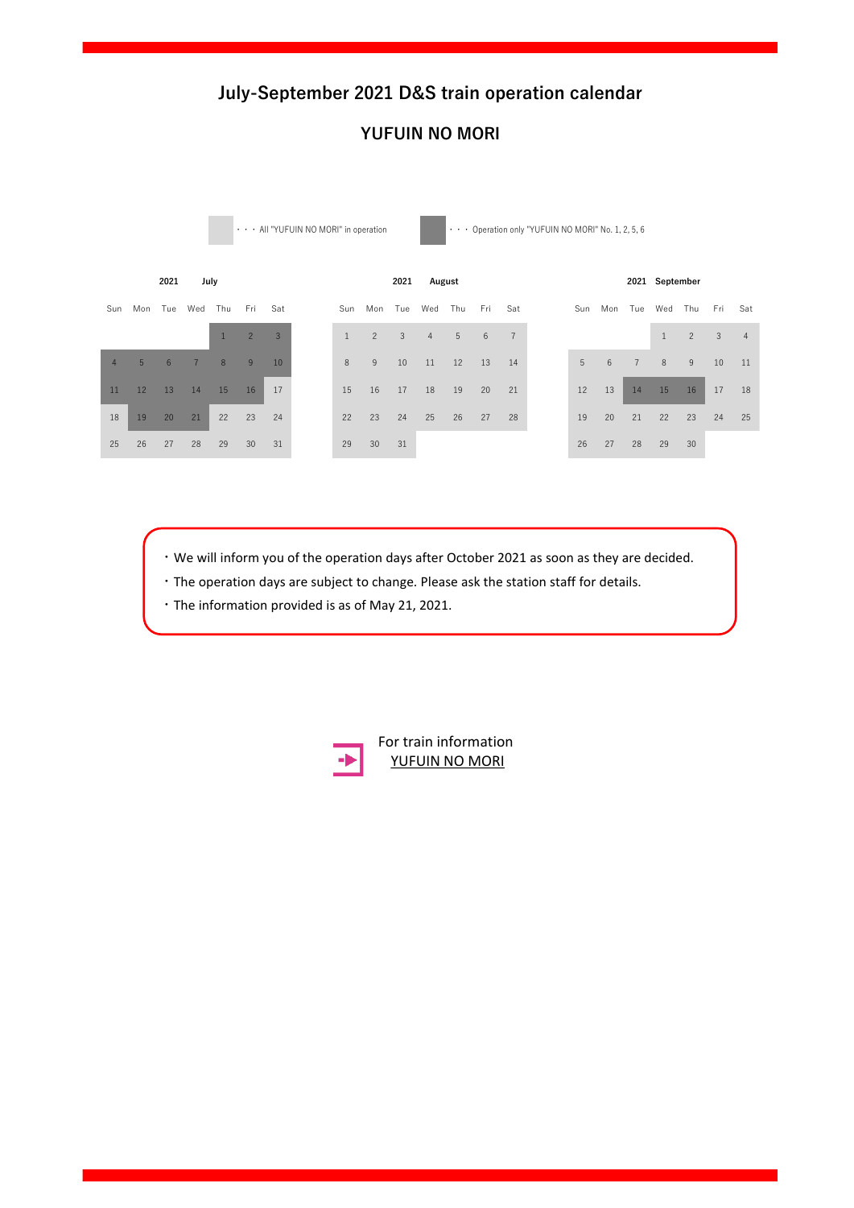# July-September 2021 D&S train operation calendar

## YUFUIN NO MORI

・・・ All "YUFUIN NO MORI" in operation

・・・ Operation only "YUFUIN NO MORI" No. 1, 2, 5, 6

Days for "Operation only YUFUIN NO MORI No. 1, 2, 5, 6" are shown in **bold** below. All other dates shown are days when all "YUFUIN NO MORI" are in operation.

**2021 July**

| Sun | Mon | Tue | Wed | Thu | Fri | Sat |
|---|---|---|---|---|---|---|
| | | | | **1** | **2** | **3** |
| **4** | **5** | **6** | **7** | **8** | **9** | **10** |
| **11** | **12** | **13** | **14** | **15** | **16** | 17 |
| 18 | **19** | **20** | **21** | 22 | 23 | 24 |
| 25 | 26 | 27 | 28 | 29 | 30 | 31 |

**2021 August**

| Sun | Mon | Tue | Wed | Thu | Fri | Sat |
|---|---|---|---|---|---|---|
| 1 | 2 | 3 | 4 | 5 | 6 | 7 |
| 8 | 9 | 10 | 11 | 12 | 13 | 14 |
| 15 | 16 | 17 | 18 | 19 | 20 | 21 |
| 22 | 23 | 24 | 25 | 26 | 27 | 28 |
| 29 | 30 | 31 | | | | |

**2021 September**

| Sun | Mon | Tue | Wed | Thu | Fri | Sat |
|---|---|---|---|---|---|---|
| | | | 1 | 2 | 3 | 4 |
| 5 | 6 | 7 | 8 | 9 | 10 | 11 |
| 12 | 13 | **14** | **15** | **16** | 17 | 18 |
| 19 | 20 | 21 | 22 | 23 | 24 | 25 |
| 26 | 27 | 28 | 29 | 30 | | |

- We will inform you of the operation days after October 2021 as soon as they are decided.
- The operation days are subject to change. Please ask the station staff for details.
- The information provided is as of May 21, 2021.

For train information
YUFUIN NO MORI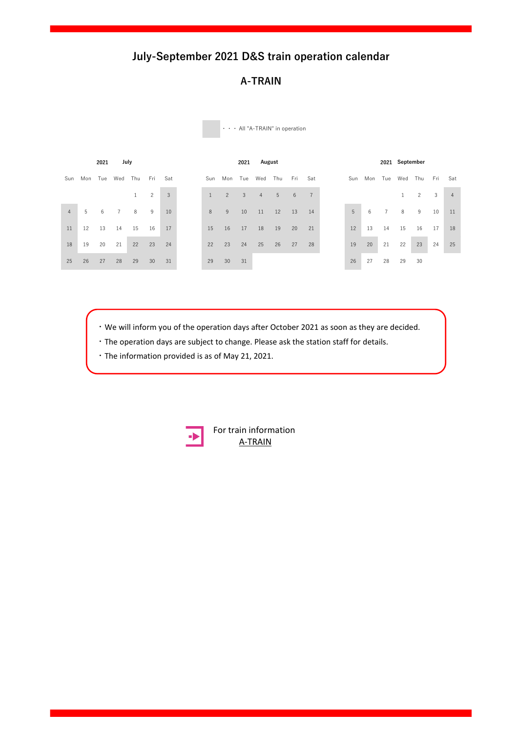# July-September 2021 D&S train operation calendar

## A-TRAIN

**Bold** ・・・ All "A-TRAIN" in operation

**2021 July**

| Sun | Mon | Tue | Wed | Thu | Fri | Sat |
|---|---|---|---|---|---|---|
| | | | | 1 | 2 | **3** |
| **4** | 5 | 6 | 7 | 8 | 9 | **10** |
| **11** | 12 | 13 | 14 | 15 | 16 | **17** |
| **18** | 19 | 20 | 21 | **22** | **23** | **24** |
| **25** | **26** | **27** | **28** | **29** | **30** | **31** |

**2021 August**

| Sun | Mon | Tue | Wed | Thu | Fri | Sat |
|---|---|---|---|---|---|---|
| **1** | **2** | **3** | **4** | **5** | **6** | **7** |
| **8** | **9** | **10** | **11** | **12** | **13** | **14** |
| **15** | **16** | **17** | **18** | **19** | **20** | **21** |
| **22** | **23** | **24** | **25** | **26** | **27** | **28** |
| **29** | **30** | **31** | | | | |

**2021 September**

| Sun | Mon | Tue | Wed | Thu | Fri | Sat |
|---|---|---|---|---|---|---|
| | | | 1 | 2 | 3 | **4** |
| **5** | 6 | 7 | 8 | 9 | 10 | **11** |
| **12** | 13 | 14 | 15 | 16 | 17 | **18** |
| **19** | **20** | 21 | 22 | **23** | 24 | **25** |
| **26** | 27 | 28 | 29 | 30 | | |

- We will inform you of the operation days after October 2021 as soon as they are decided.
- The operation days are subject to change. Please ask the station staff for details.
- The information provided is as of May 21, 2021.

For train information
A-TRAIN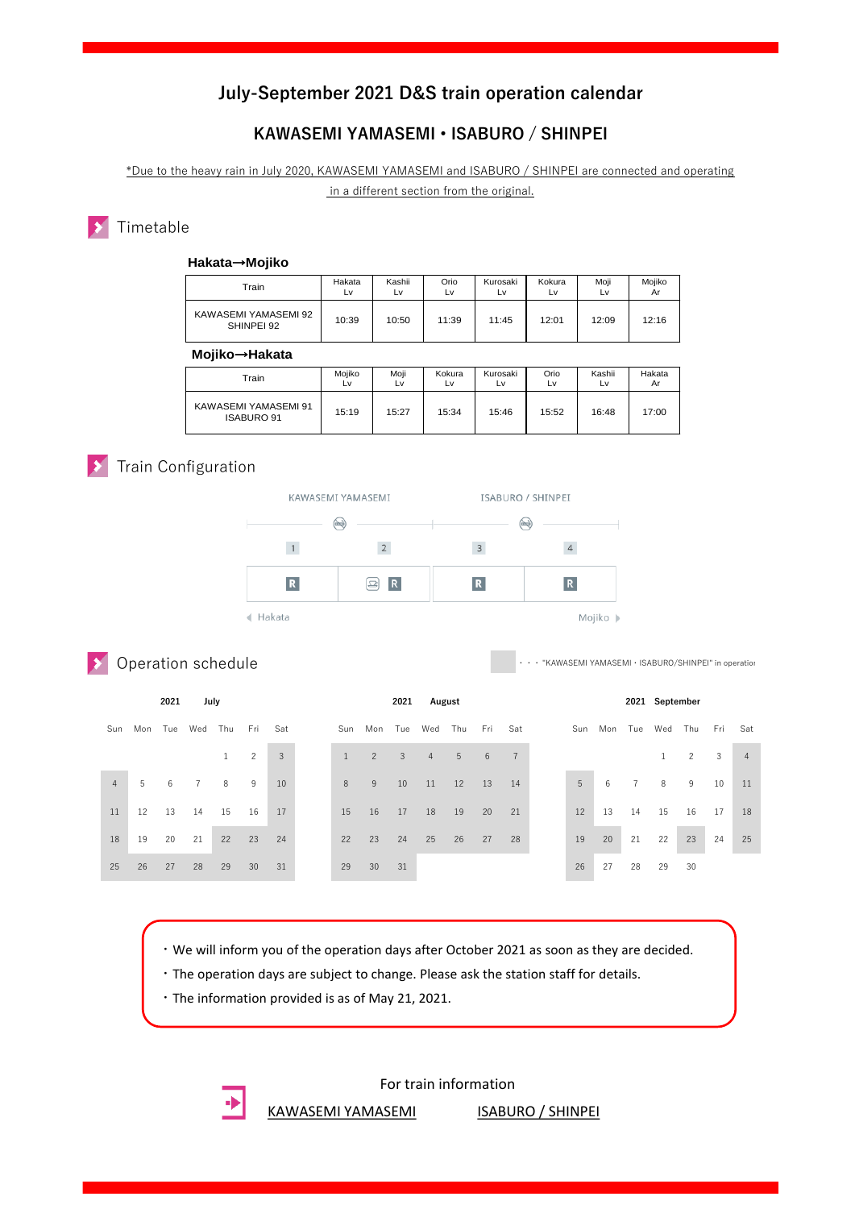# July-September 2021 D&S train operation calendar

## KAWASEMI YAMASEMI • ISABURO / SHINPEI

*Due to the heavy rain in July 2020, KAWASEMI YAMASEMI and ISABURO / SHINPEI are connected and operating in a different section from the original.

## Timetable

### Hakata→Mojiko

| Train | Hakata Lv | Kashii Lv | Orio Lv | Kurosaki Lv | Kokura Lv | Moji Lv | Mojiko Ar |
|---|---|---|---|---|---|---|---|
| KAWASEMI YAMASEMI 92 SHINPEI 92 | 10:39 | 10:50 | 11:39 | 11:45 | 12:01 | 12:09 | 12:16 |

### Mojiko→Hakata

| Train | Mojiko Lv | Moji Lv | Kokura Lv | Kurosaki Lv | Orio Lv | Kashii Lv | Hakata Ar |
|---|---|---|---|---|---|---|---|
| KAWASEMI YAMASEMI 91 ISABURO 91 | 15:19 | 15:27 | 15:34 | 15:46 | 15:52 | 16:48 | 17:00 |

## Train Configuration

KAWASEMI YAMASEMI | ISABURO / SHINPEI

Cars: 1 (R), 2 (R), 3 (R), 4 (R)

◀ Hakata　　Mojiko ▶

## Operation schedule

(shaded) ・・・"KAWASEMI YAMASEMI・ISABURO/SHINPEI" in operation

### 2021 July

| Sun | Mon | Tue | Wed | Thu | Fri | Sat |
|---|---|---|---|---|---|---|
| | | | | 1 | 2 | 3 |
| 4 | 5 | 6 | 7 | 8 | 9 | 10 |
| 11 | 12 | 13 | 14 | 15 | 16 | 17 |
| 18 | 19 | 20 | 21 | 22 | 23 | 24 |
| 25 | 26 | 27 | 28 | 29 | 30 | 31 |

### 2021 August

| Sun | Mon | Tue | Wed | Thu | Fri | Sat |
|---|---|---|---|---|---|---|
| 1 | 2 | 3 | 4 | 5 | 6 | 7 |
| 8 | 9 | 10 | 11 | 12 | 13 | 14 |
| 15 | 16 | 17 | 18 | 19 | 20 | 21 |
| 22 | 23 | 24 | 25 | 26 | 27 | 28 |
| 29 | 30 | 31 | | | | |

### 2021 September

| Sun | Mon | Tue | Wed | Thu | Fri | Sat |
|---|---|---|---|---|---|---|
| | | | 1 | 2 | 3 | 4 |
| 5 | 6 | 7 | 8 | 9 | 10 | 11 |
| 12 | 13 | 14 | 15 | 16 | 17 | 18 |
| 19 | 20 | 21 | 22 | 23 | 24 | 25 |
| 26 | 27 | 28 | 29 | 30 | | |

- We will inform you of the operation days after October 2021 as soon as they are decided.
- The operation days are subject to change. Please ask the station staff for details.
- The information provided is as of May 21, 2021.

For train information

KAWASEMI YAMASEMI　　ISABURO / SHINPEI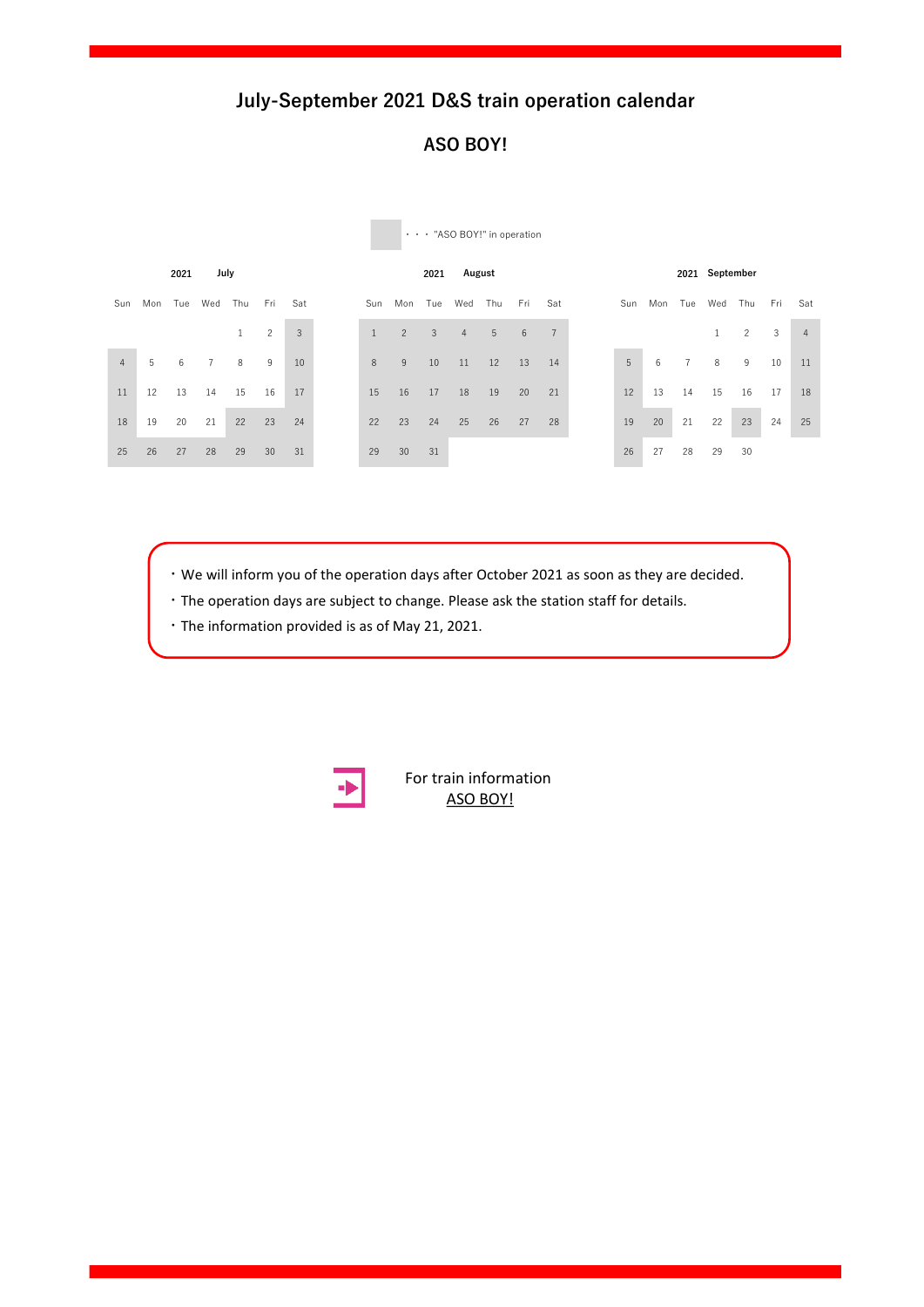# July-September 2021 D&S train operation calendar

## ASO BOY!

Shaded (shown here in **bold**) ・・・"ASO BOY!" in operation

**2021 July**

| Sun | Mon | Tue | Wed | Thu | Fri | Sat |
|---|---|---|---|---|---|---|
| | | | | 1 | 2 | **3** |
| **4** | 5 | 6 | 7 | 8 | 9 | **10** |
| **11** | 12 | 13 | 14 | 15 | 16 | **17** |
| **18** | 19 | 20 | 21 | **22** | **23** | **24** |
| **25** | **26** | **27** | **28** | **29** | **30** | **31** |

**2021 August**

| Sun | Mon | Tue | Wed | Thu | Fri | Sat |
|---|---|---|---|---|---|---|
| **1** | **2** | **3** | **4** | **5** | **6** | **7** |
| **8** | **9** | **10** | **11** | **12** | **13** | **14** |
| **15** | **16** | **17** | **18** | **19** | **20** | **21** |
| **22** | **23** | **24** | **25** | **26** | **27** | **28** |
| **29** | **30** | **31** | | | | |

**2021 September**

| Sun | Mon | Tue | Wed | Thu | Fri | Sat |
|---|---|---|---|---|---|---|
| | | | 1 | 2 | 3 | **4** |
| **5** | 6 | 7 | 8 | 9 | 10 | **11** |
| **12** | 13 | 14 | 15 | 16 | 17 | **18** |
| **19** | **20** | 21 | 22 | **23** | 24 | **25** |
| **26** | 27 | 28 | 29 | 30 | | |

- We will inform you of the operation days after October 2021 as soon as they are decided.
- The operation days are subject to change. Please ask the station staff for details.
- The information provided is as of May 21, 2021.

For train information
ASO BOY!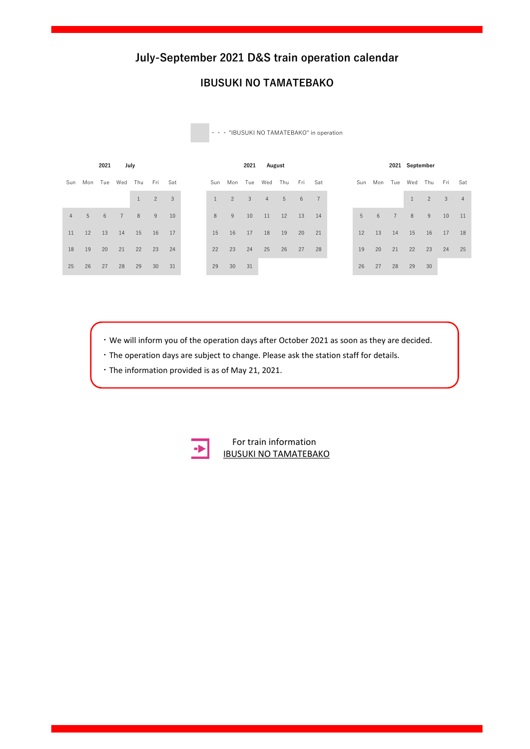# July-September 2021 D&S train operation calendar

## IBUSUKI NO TAMATEBAKO

・・・"IBUSUKI NO TAMATEBAKO" in operation

**2021 July**

| Sun | Mon | Tue | Wed | Thu | Fri | Sat |
|---|---|---|---|---|---|---|
| | | | | 1 | 2 | 3 |
| 4 | 5 | 6 | 7 | 8 | 9 | 10 |
| 11 | 12 | 13 | 14 | 15 | 16 | 17 |
| 18 | 19 | 20 | 21 | 22 | 23 | 24 |
| 25 | 26 | 27 | 28 | 29 | 30 | 31 |

**2021 August**

| Sun | Mon | Tue | Wed | Thu | Fri | Sat |
|---|---|---|---|---|---|---|
| 1 | 2 | 3 | 4 | 5 | 6 | 7 |
| 8 | 9 | 10 | 11 | 12 | 13 | 14 |
| 15 | 16 | 17 | 18 | 19 | 20 | 21 |
| 22 | 23 | 24 | 25 | 26 | 27 | 28 |
| 29 | 30 | 31 | | | | |

**2021 September**

| Sun | Mon | Tue | Wed | Thu | Fri | Sat |
|---|---|---|---|---|---|---|
| | | | 1 | 2 | 3 | 4 |
| 5 | 6 | 7 | 8 | 9 | 10 | 11 |
| 12 | 13 | 14 | 15 | 16 | 17 | 18 |
| 19 | 20 | 21 | 22 | 23 | 24 | 25 |
| 26 | 27 | 28 | 29 | 30 | | |

・We will inform you of the operation days after October 2021 as soon as they are decided.

・The operation days are subject to change. Please ask the station staff for details.

・The information provided is as of May 21, 2021.

For train information
IBUSUKI NO TAMATEBAKO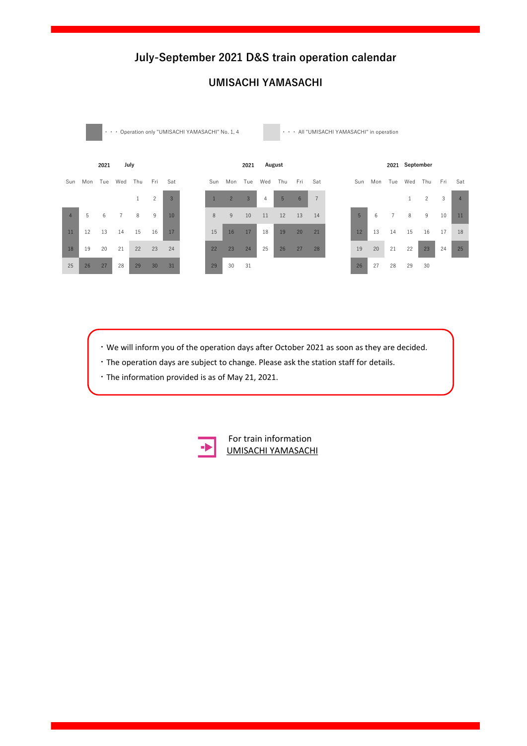# July-September 2021 D&S train operation calendar

## UMISACHI YAMASACHI

■ ・・・ Operation only "UMISACHI YAMASACHI" No. 1, 4

□ ・・・ All "UMISACHI YAMASACHI" in operation

**2021 July**

| Sun | Mon | Tue | Wed | Thu | Fri | Sat |
|---|---|---|---|---|---|---|
| | | | | 1 | 2 | 3 ■ |
| 4 ■ | 5 | 6 | 7 | 8 | 9 | 10 ■ |
| 11 ■ | 12 | 13 | 14 | 15 | 16 | 17 ■ |
| 18 ■ | 19 | 20 | 21 | 22 □ | 23 □ | 24 □ |
| 25 □ | 26 ■ | 27 ■ | 28 | 29 ■ | 30 ■ | 31 ■ |

**2021 August**

| Sun | Mon | Tue | Wed | Thu | Fri | Sat |
|---|---|---|---|---|---|---|
| 1 ■ | 2 ■ | 3 ■ | 4 | 5 ■ | 6 ■ | 7 □ |
| 8 □ | 9 □ | 10 □ | 11 □ | 12 □ | 13 □ | 14 □ |
| 15 □ | 16 ■ | 17 ■ | 18 | 19 ■ | 20 ■ | 21 ■ |
| 22 ■ | 23 ■ | 24 ■ | 25 | 26 ■ | 27 ■ | 28 ■ |
| 29 ■ | 30 | 31 | | | | |

**2021 September**

| Sun | Mon | Tue | Wed | Thu | Fri | Sat |
|---|---|---|---|---|---|---|
| | | | 1 | 2 | 3 | 4 ■ |
| 5 ■ | 6 | 7 | 8 | 9 | 10 | 11 ■ |
| 12 ■ | 13 | 14 | 15 | 16 | 17 | 18 □ |
| 19 □ | 20 □ | 21 | 22 | 23 ■ | 24 | 25 ■ |
| 26 ■ | 27 | 28 | 29 | 30 | | |

- We will inform you of the operation days after October 2021 as soon as they are decided.
- The operation days are subject to change. Please ask the station staff for details.
- The information provided is as of May 21, 2021.

For train information
UMISACHI YAMASACHI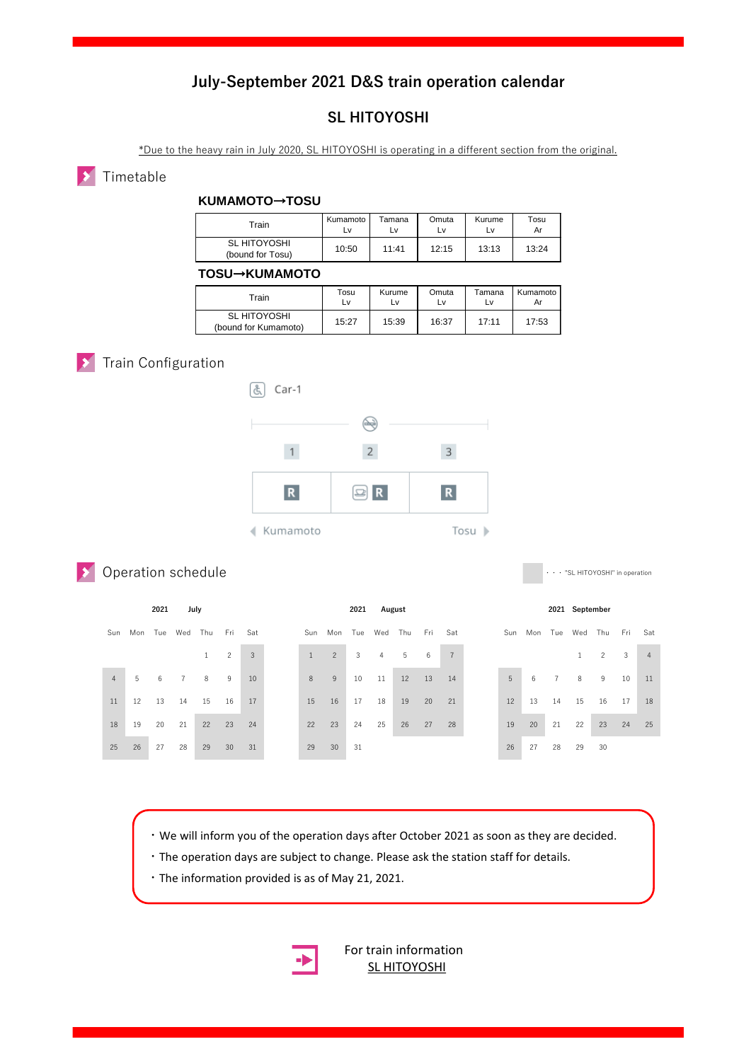# July-September 2021 D&S train operation calendar

## SL HITOYOSHI

*Due to the heavy rain in July 2020, SL HITOYOSHI is operating in a different section from the original.

## Timetable

### KUMAMOTO→TOSU

| Train | Kumamoto Lv | Tamana Lv | Omuta Lv | Kurume Lv | Tosu Ar |
|---|---|---|---|---|---|
| SL HITOYOSHI (bound for Tosu) | 10:50 | 11:41 | 12:15 | 13:13 | 13:24 |

### TOSU→KUMAMOTO

| Train | Tosu Lv | Kurume Lv | Omuta Lv | Tamana Lv | Kumamoto Ar |
|---|---|---|---|---|---|
| SL HITOYOSHI (bound for Kumamoto) | 15:27 | 15:39 | 16:37 | 17:11 | 17:53 |

## Train Configuration

Car-1

1 2 3

R R R

Kumamoto Tosu

## Operation schedule

・・・"SL HITOYOSHI" in operation

2021 July

| Sun | Mon | Tue | Wed | Thu | Fri | Sat |
|---|---|---|---|---|---|---|
| | | | | 1 | 2 | 3 |
| 4 | 5 | 6 | 7 | 8 | 9 | 10 |
| 11 | 12 | 13 | 14 | 15 | 16 | 17 |
| 18 | 19 | 20 | 21 | 22 | 23 | 24 |
| 25 | 26 | 27 | 28 | 29 | 30 | 31 |

2021 August

| Sun | Mon | Tue | Wed | Thu | Fri | Sat |
|---|---|---|---|---|---|---|
| 1 | 2 | 3 | 4 | 5 | 6 | 7 |
| 8 | 9 | 10 | 11 | 12 | 13 | 14 |
| 15 | 16 | 17 | 18 | 19 | 20 | 21 |
| 22 | 23 | 24 | 25 | 26 | 27 | 28 |
| 29 | 30 | 31 | | | | |

2021 September

| Sun | Mon | Tue | Wed | Thu | Fri | Sat |
|---|---|---|---|---|---|---|
| | | | 1 | 2 | 3 | 4 |
| 5 | 6 | 7 | 8 | 9 | 10 | 11 |
| 12 | 13 | 14 | 15 | 16 | 17 | 18 |
| 19 | 20 | 21 | 22 | 23 | 24 | 25 |
| 26 | 27 | 28 | 29 | 30 | | |

・We will inform you of the operation days after October 2021 as soon as they are decided.
・The operation days are subject to change. Please ask the station staff for details.
・The information provided is as of May 21, 2021.

For train information
SL HITOYOSHI